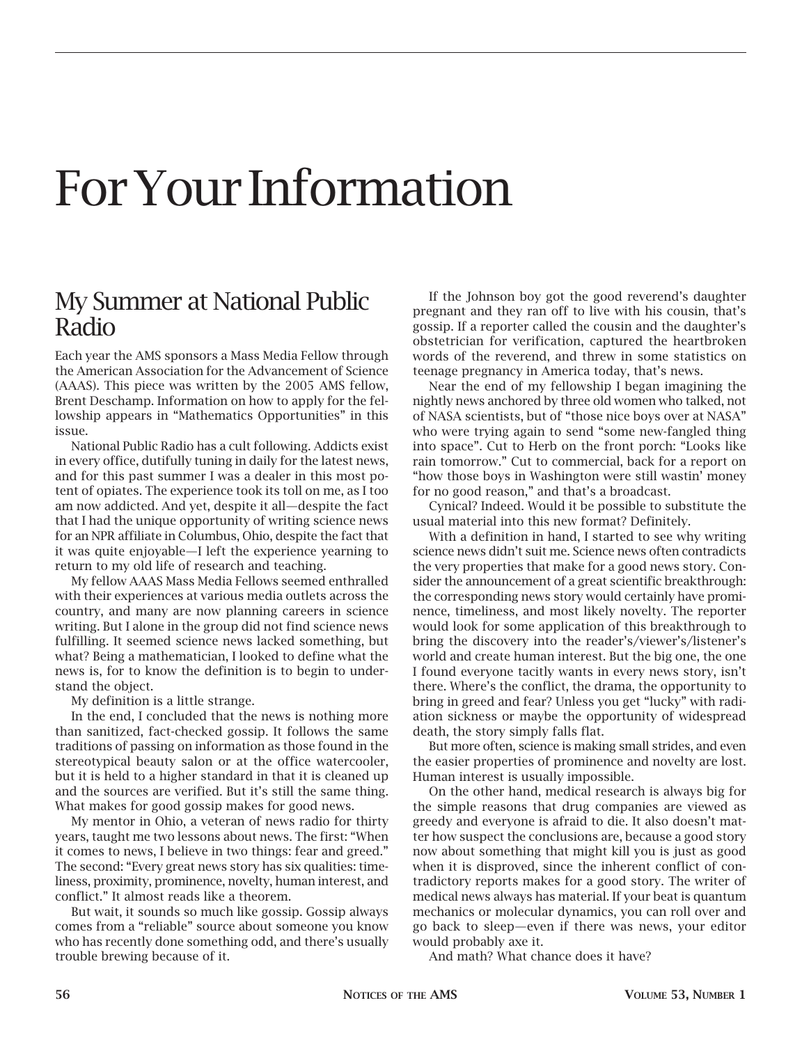# For Your Information

## My Summer at National Public Radio

Each year the AMS sponsors a Mass Media Fellow through the American Association for the Advancement of Science (AAAS). This piece was written by the 2005 AMS fellow, Brent Deschamp. Information on how to apply for the fellowship appears in "Mathematics Opportunities" in this issue.

National Public Radio has a cult following. Addicts exist in every office, dutifully tuning in daily for the latest news, and for this past summer I was a dealer in this most potent of opiates. The experience took its toll on me, as I too am now addicted. And yet, despite it all—despite the fact that I had the unique opportunity of writing science news for an NPR affiliate in Columbus, Ohio, despite the fact that it was quite enjoyable—I left the experience yearning to return to my old life of research and teaching.

My fellow AAAS Mass Media Fellows seemed enthralled with their experiences at various media outlets across the country, and many are now planning careers in science writing. But I alone in the group did not find science news fulfilling. It seemed science news lacked something, but what? Being a mathematician, I looked to define what the news is, for to know the definition is to begin to understand the object.

My definition is a little strange.

In the end, I concluded that the news is nothing more than sanitized, fact-checked gossip. It follows the same traditions of passing on information as those found in the stereotypical beauty salon or at the office watercooler, but it is held to a higher standard in that it is cleaned up and the sources are verified. But it's still the same thing. What makes for good gossip makes for good news.

My mentor in Ohio, a veteran of news radio for thirty years, taught me two lessons about news. The first: "When it comes to news, I believe in two things: fear and greed." The second: "Every great news story has six qualities: timeliness, proximity, prominence, novelty, human interest, and conflict." It almost reads like a theorem.

But wait, it sounds so much like gossip. Gossip always comes from a "reliable" source about someone you know who has recently done something odd, and there's usually trouble brewing because of it.

If the Johnson boy got the good reverend's daughter pregnant and they ran off to live with his cousin, that's gossip. If a reporter called the cousin and the daughter's obstetrician for verification, captured the heartbroken words of the reverend, and threw in some statistics on teenage pregnancy in America today, that's news.

Near the end of my fellowship I began imagining the nightly news anchored by three old women who talked, not of NASA scientists, but of "those nice boys over at NASA" who were trying again to send "some new-fangled thing into space". Cut to Herb on the front porch: "Looks like rain tomorrow." Cut to commercial, back for a report on "how those boys in Washington were still wastin' money for no good reason," and that's a broadcast.

Cynical? Indeed. Would it be possible to substitute the usual material into this new format? Definitely.

With a definition in hand, I started to see why writing science news didn't suit me. Science news often contradicts the very properties that make for a good news story. Consider the announcement of a great scientific breakthrough: the corresponding news story would certainly have prominence, timeliness, and most likely novelty. The reporter would look for some application of this breakthrough to bring the discovery into the reader's/viewer's/listener's world and create human interest. But the big one, the one I found everyone tacitly wants in every news story, isn't there. Where's the conflict, the drama, the opportunity to bring in greed and fear? Unless you get "lucky" with radiation sickness or maybe the opportunity of widespread death, the story simply falls flat.

But more often, science is making small strides, and even the easier properties of prominence and novelty are lost. Human interest is usually impossible.

On the other hand, medical research is always big for the simple reasons that drug companies are viewed as greedy and everyone is afraid to die. It also doesn't matter how suspect the conclusions are, because a good story now about something that might kill you is just as good when it is disproved, since the inherent conflict of contradictory reports makes for a good story. The writer of medical news always has material. If your beat is quantum mechanics or molecular dynamics, you can roll over and go back to sleep—even if there was news, your editor would probably axe it.

And math? What chance does it have?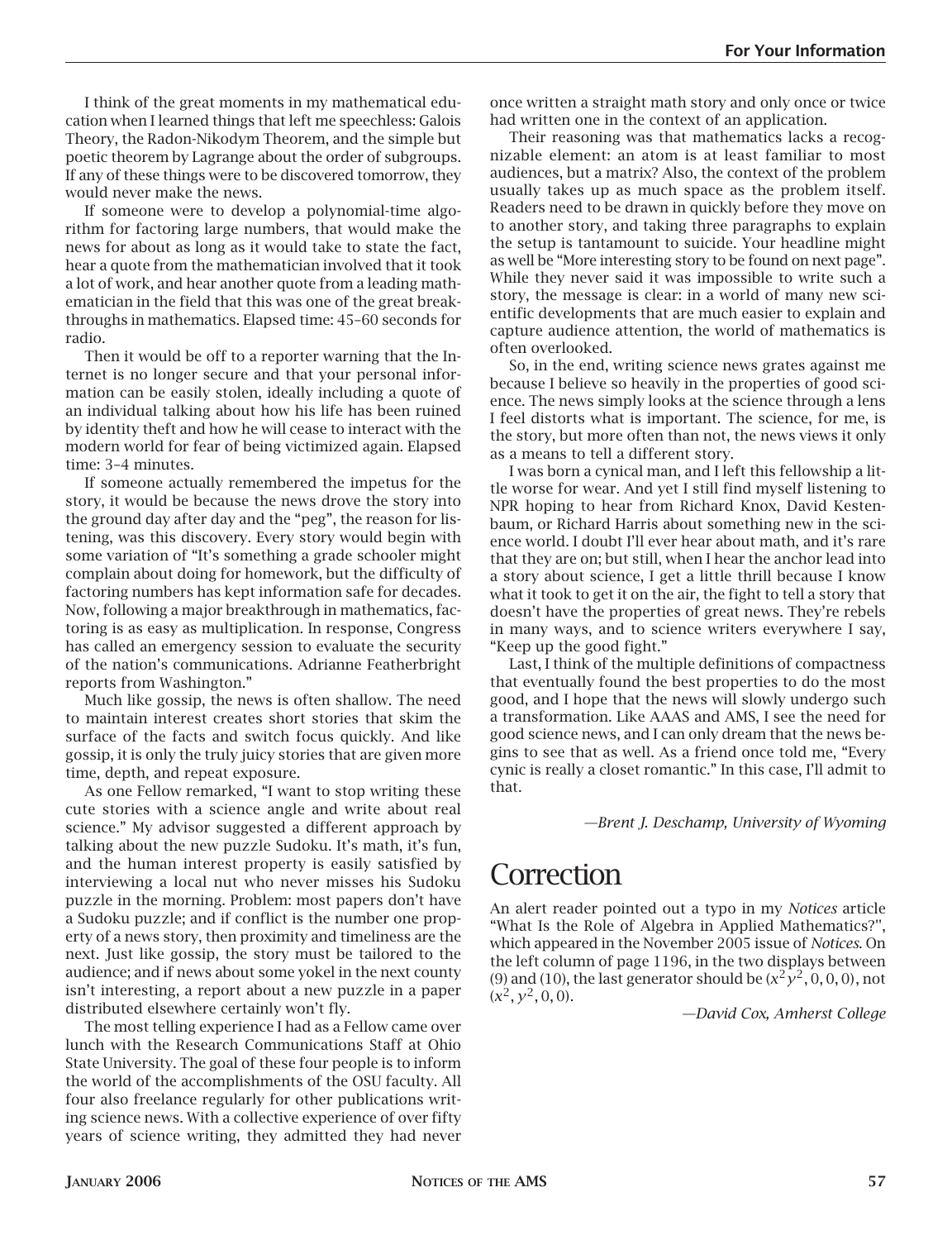I think of the great moments in my mathematical education when I learned things that left me speechless: Galois Theory, the Radon-Nikodym Theorem, and the simple but poetic theorem by Lagrange about the order of subgroups. If any of these things were to be discovered tomorrow, they would never make the news.

If someone were to develop a polynomial-time algorithm for factoring large numbers, that would make the news for about as long as it would take to state the fact, hear a quote from the mathematician involved that it took a lot of work, and hear another quote from a leading mathematician in the field that this was one of the great breakthroughs in mathematics. Elapsed time: 45–60 seconds for radio.

Then it would be off to a reporter warning that the Internet is no longer secure and that your personal information can be easily stolen, ideally including a quote of an individual talking about how his life has been ruined by identity theft and how he will cease to interact with the modern world for fear of being victimized again. Elapsed time: 3–4 minutes.

If someone actually remembered the impetus for the story, it would be because the news drove the story into the ground day after day and the "peg", the reason for listening, was this discovery. Every story would begin with some variation of "It's something a grade schooler might complain about doing for homework, but the difficulty of factoring numbers has kept information safe for decades. Now, following a major breakthrough in mathematics, factoring is as easy as multiplication. In response, Congress has called an emergency session to evaluate the security of the nation's communications. Adrianne Featherbright reports from Washington."

Much like gossip, the news is often shallow. The need to maintain interest creates short stories that skim the surface of the facts and switch focus quickly. And like gossip, it is only the truly juicy stories that are given more time, depth, and repeat exposure.

As one Fellow remarked, "I want to stop writing these cute stories with a science angle and write about real science." My advisor suggested a different approach by talking about the new puzzle Sudoku. It's math, it's fun, and the human interest property is easily satisfied by interviewing a local nut who never misses his Sudoku puzzle in the morning. Problem: most papers don't have a Sudoku puzzle; and if conflict is the number one property of a news story, then proximity and timeliness are the next. Just like gossip, the story must be tailored to the audience; and if news about some yokel in the next county isn't interesting, a report about a new puzzle in a paper distributed elsewhere certainly won't fly.

The most telling experience I had as a Fellow came over lunch with the Research Communications Staff at Ohio State University. The goal of these four people is to inform the world of the accomplishments of the OSU faculty. All four also freelance regularly for other publications writing science news. With a collective experience of over fifty years of science writing, they admitted they had never once written a straight math story and only once or twice had written one in the context of an application.

Their reasoning was that mathematics lacks a recognizable element: an atom is at least familiar to most audiences, but a matrix? Also, the context of the problem usually takes up as much space as the problem itself. Readers need to be drawn in quickly before they move on to another story, and taking three paragraphs to explain the setup is tantamount to suicide. Your headline might as well be "More interesting story to be found on next page". While they never said it was impossible to write such a story, the message is clear: in a world of many new scientific developments that are much easier to explain and capture audience attention, the world of mathematics is often overlooked.

So, in the end, writing science news grates against me because I believe so heavily in the properties of good science. The news simply looks at the science through a lens I feel distorts what is important. The science, for me, is the story, but more often than not, the news views it only as a means to tell a different story.

I was born a cynical man, and I left this fellowship a little worse for wear. And yet I still find myself listening to NPR hoping to hear from Richard Knox, David Kestenbaum, or Richard Harris about something new in the science world. I doubt I'll ever hear about math, and it's rare that they are on; but still, when I hear the anchor lead into a story about science, I get a little thrill because I know what it took to get it on the air, the fight to tell a story that doesn't have the properties of great news. They're rebels in many ways, and to science writers everywhere I say, "Keep up the good fight."

Last, I think of the multiple definitions of compactness that eventually found the best properties to do the most good, and I hope that the news will slowly undergo such a transformation. Like AAAS and AMS, I see the need for good science news, and I can only dream that the news begins to see that as well. As a friend once told me, "Every cynic is really a closet romantic." In this case, I'll admit to that.

*—Brent J. Deschamp, University of Wyoming*

# Correction

An alert reader pointed out a typo in my *Notices* article "What Is the Role of Algebra in Applied Mathematics?", which appeared in the November 2005 issue of *Notices*. On the left column of page 1196, in the two displays between (9) and (10), the last generator should be $(x^2y^2, 0, 0, 0)$, not $(x^2, y^2, 0, 0)$.

*—David Cox, Amherst College*